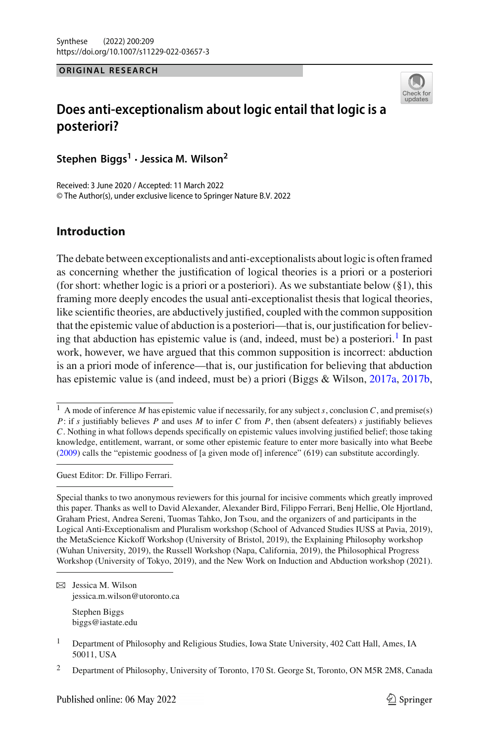ORIGINAL RESEARCH

# Does anti-exceptionalism about logic entail that logic is a posteriori?

**Stephen Biggs[1] · Jessica M. Wilson[2]**

Received: 3 June 2020 / Accepted: 11 March 2022
© The Author(s), under exclusive licence to Springer Nature B.V. 2022

## Introduction

The debate between exceptionalists and anti-exceptionalists about logic is often framed as concerning whether the justification of logical theories is a priori or a posteriori (for short: whether logic is a priori or a posteriori). As we substantiate below (§1), this framing more deeply encodes the usual anti-exceptionalist thesis that logical theories, like scientific theories, are abductively justified, coupled with the common supposition that the epistemic value of abduction is a posteriori—that is, our justification for believing that abduction has epistemic value is (and, indeed, must be) a posteriori.[1] In past work, however, we have argued that this common supposition is incorrect: abduction is an a priori mode of inference—that is, our justification for believing that abduction has epistemic value is (and indeed, must be) a priori (Biggs & Wilson, 2017a, 2017b,

---

[1] A mode of inference $M$ has epistemic value if necessarily, for any subject $s$, conclusion $C$, and premise(s) $P$: if $s$ justifiably believes $P$ and uses $M$ to infer $C$ from $P$, then (absent defeaters) $s$ justifiably believes $C$. Nothing in what follows depends specifically on epistemic values involving justified belief; those taking knowledge, entitlement, warrant, or some other epistemic feature to enter more basically into what Beebe (2009) calls the "epistemic goodness of [a given mode of] inference" (619) can substitute accordingly.

Guest Editor: Dr. Fillipo Ferrari.

Special thanks to two anonymous reviewers for this journal for incisive comments which greatly improved this paper. Thanks as well to David Alexander, Alexander Bird, Filippo Ferrari, Benj Hellie, Ole Hjortland, Graham Priest, Andrea Sereni, Tuomas Tahko, Jon Tsou, and the organizers of and participants in the Logical Anti-Exceptionalism and Pluralism workshop (School of Advanced Studies IUSS at Pavia, 2019), the MetaScience Kickoff Workshop (University of Bristol, 2019), the Explaining Philosophy workshop (Wuhan University, 2019), the Russell Workshop (Napa, California, 2019), the Philosophical Progress Workshop (University of Tokyo, 2019), and the New Work on Induction and Abduction workshop (2021).

✉ Jessica M. Wilson
jessica.m.wilson@utoronto.ca

Stephen Biggs
biggs@iastate.edu

[1] Department of Philosophy and Religious Studies, Iowa State University, 402 Catt Hall, Ames, IA 50011, USA

[2] Department of Philosophy, University of Toronto, 170 St. George St, Toronto, ON M5R 2M8, Canada

Published online: 06 May 2022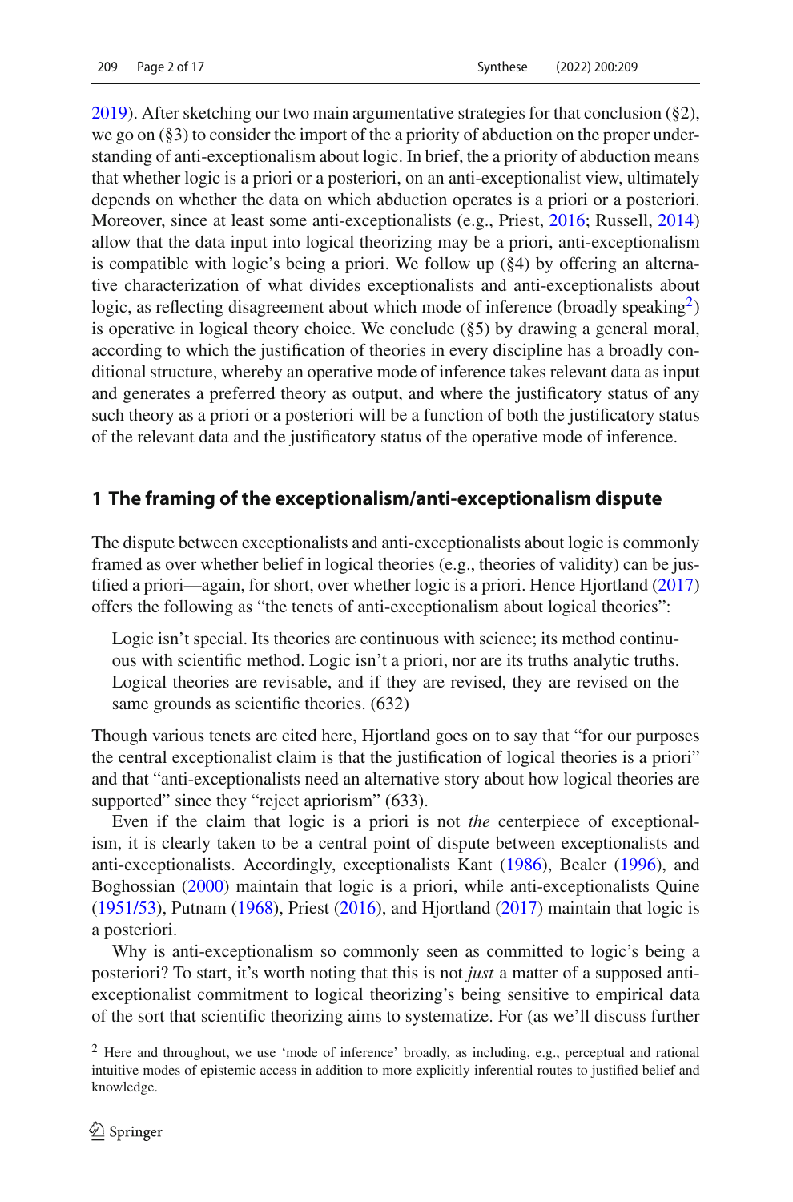2019). After sketching our two main argumentative strategies for that conclusion (§2), we go on (§3) to consider the import of the a priority of abduction on the proper understanding of anti-exceptionalism about logic. In brief, the a priority of abduction means that whether logic is a priori or a posteriori, on an anti-exceptionalist view, ultimately depends on whether the data on which abduction operates is a priori or a posteriori. Moreover, since at least some anti-exceptionalists (e.g., Priest, 2016; Russell, 2014) allow that the data input into logical theorizing may be a priori, anti-exceptionalism is compatible with logic's being a priori. We follow up (§4) by offering an alternative characterization of what divides exceptionalists and anti-exceptionalists about logic, as reflecting disagreement about which mode of inference (broadly speaking[2]) is operative in logical theory choice. We conclude (§5) by drawing a general moral, according to which the justification of theories in every discipline has a broadly conditional structure, whereby an operative mode of inference takes relevant data as input and generates a preferred theory as output, and where the justificatory status of any such theory as a priori or a posteriori will be a function of both the justificatory status of the relevant data and the justificatory status of the operative mode of inference.

## 1 The framing of the exceptionalism/anti-exceptionalism dispute

The dispute between exceptionalists and anti-exceptionalists about logic is commonly framed as over whether belief in logical theories (e.g., theories of validity) can be justified a priori—again, for short, over whether logic is a priori. Hence Hjortland (2017) offers the following as "the tenets of anti-exceptionalism about logical theories":

> Logic isn't special. Its theories are continuous with science; its method continuous with scientific method. Logic isn't a priori, nor are its truths analytic truths. Logical theories are revisable, and if they are revised, they are revised on the same grounds as scientific theories. (632)

Though various tenets are cited here, Hjortland goes on to say that "for our purposes the central exceptionalist claim is that the justification of logical theories is a priori" and that "anti-exceptionalists need an alternative story about how logical theories are supported" since they "reject apriorism" (633).

Even if the claim that logic is a priori is not *the* centerpiece of exceptionalism, it is clearly taken to be a central point of dispute between exceptionalists and anti-exceptionalists. Accordingly, exceptionalists Kant (1986), Bealer (1996), and Boghossian (2000) maintain that logic is a priori, while anti-exceptionalists Quine (1951/53), Putnam (1968), Priest (2016), and Hjortland (2017) maintain that logic is a posteriori.

Why is anti-exceptionalism so commonly seen as committed to logic's being a posteriori? To start, it's worth noting that this is not *just* a matter of a supposed anti-exceptionalist commitment to logical theorizing's being sensitive to empirical data of the sort that scientific theorizing aims to systematize. For (as we'll discuss further

[2] Here and throughout, we use 'mode of inference' broadly, as including, e.g., perceptual and rational intuitive modes of epistemic access in addition to more explicitly inferential routes to justified belief and knowledge.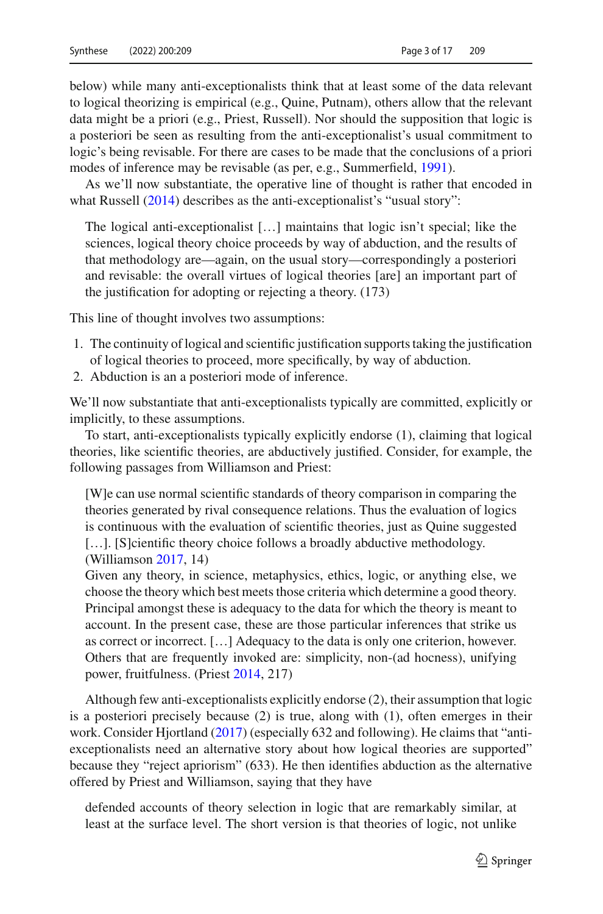below) while many anti-exceptionalists think that at least some of the data relevant to logical theorizing is empirical (e.g., Quine, Putnam), others allow that the relevant data might be a priori (e.g., Priest, Russell). Nor should the supposition that logic is a posteriori be seen as resulting from the anti-exceptionalist's usual commitment to logic's being revisable. For there are cases to be made that the conclusions of a priori modes of inference may be revisable (as per, e.g., Summerfield, 1991).

As we'll now substantiate, the operative line of thought is rather that encoded in what Russell (2014) describes as the anti-exceptionalist's "usual story":

> The logical anti-exceptionalist [...] maintains that logic isn't special; like the sciences, logical theory choice proceeds by way of abduction, and the results of that methodology are—again, on the usual story—correspondingly a posteriori and revisable: the overall virtues of logical theories [are] an important part of the justification for adopting or rejecting a theory. (173)

This line of thought involves two assumptions:

1. The continuity of logical and scientific justification supports taking the justification of logical theories to proceed, more specifically, by way of abduction.
2. Abduction is an a posteriori mode of inference.

We'll now substantiate that anti-exceptionalists typically are committed, explicitly or implicitly, to these assumptions.

To start, anti-exceptionalists typically explicitly endorse (1), claiming that logical theories, like scientific theories, are abductively justified. Consider, for example, the following passages from Williamson and Priest:

> [W]e can use normal scientific standards of theory comparison in comparing the theories generated by rival consequence relations. Thus the evaluation of logics is continuous with the evaluation of scientific theories, just as Quine suggested [...]. [S]cientific theory choice follows a broadly abductive methodology. (Williamson 2017, 14)
>
> Given any theory, in science, metaphysics, ethics, logic, or anything else, we choose the theory which best meets those criteria which determine a good theory. Principal amongst these is adequacy to the data for which the theory is meant to account. In the present case, these are those particular inferences that strike us as correct or incorrect. [...] Adequacy to the data is only one criterion, however. Others that are frequently invoked are: simplicity, non-(ad hocness), unifying power, fruitfulness. (Priest 2014, 217)

Although few anti-exceptionalists explicitly endorse (2), their assumption that logic is a posteriori precisely because (2) is true, along with (1), often emerges in their work. Consider Hjortland (2017) (especially 632 and following). He claims that "anti-exceptionalists need an alternative story about how logical theories are supported" because they "reject apriorism" (633). He then identifies abduction as the alternative offered by Priest and Williamson, saying that they have

> defended accounts of theory selection in logic that are remarkably similar, at least at the surface level. The short version is that theories of logic, not unlike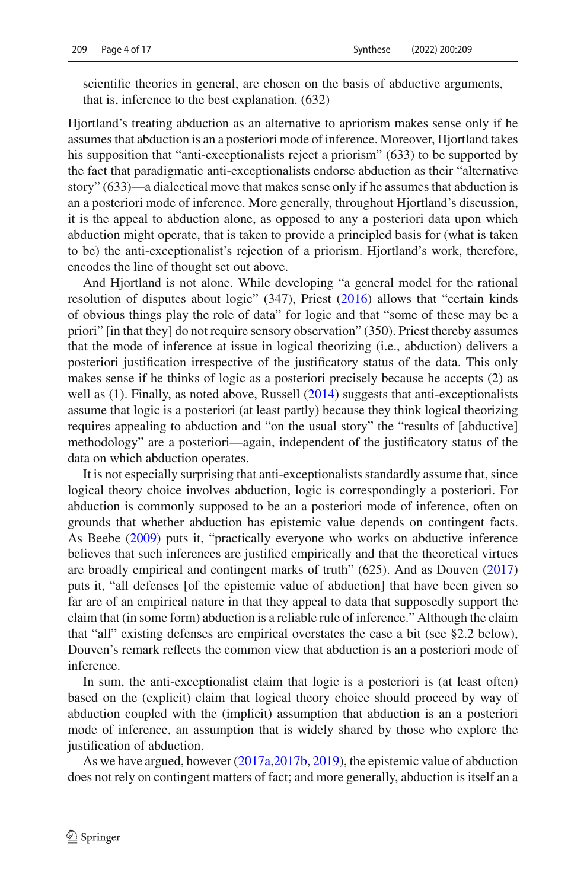scientific theories in general, are chosen on the basis of abductive arguments, that is, inference to the best explanation. (632)

Hjortland's treating abduction as an alternative to apriorism makes sense only if he assumes that abduction is an a posteriori mode of inference. Moreover, Hjortland takes his supposition that "anti-exceptionalists reject a priorism" (633) to be supported by the fact that paradigmatic anti-exceptionalists endorse abduction as their "alternative story" (633)—a dialectical move that makes sense only if he assumes that abduction is an a posteriori mode of inference. More generally, throughout Hjortland's discussion, it is the appeal to abduction alone, as opposed to any a posteriori data upon which abduction might operate, that is taken to provide a principled basis for (what is taken to be) the anti-exceptionalist's rejection of a priorism. Hjortland's work, therefore, encodes the line of thought set out above.

And Hjortland is not alone. While developing "a general model for the rational resolution of disputes about logic" (347), Priest (2016) allows that "certain kinds of obvious things play the role of data" for logic and that "some of these may be a priori" [in that they] do not require sensory observation" (350). Priest thereby assumes that the mode of inference at issue in logical theorizing (i.e., abduction) delivers a posteriori justification irrespective of the justificatory status of the data. This only makes sense if he thinks of logic as a posteriori precisely because he accepts (2) as well as (1). Finally, as noted above, Russell (2014) suggests that anti-exceptionalists assume that logic is a posteriori (at least partly) because they think logical theorizing requires appealing to abduction and "on the usual story" the "results of [abductive] methodology" are a posteriori—again, independent of the justificatory status of the data on which abduction operates.

It is not especially surprising that anti-exceptionalists standardly assume that, since logical theory choice involves abduction, logic is correspondingly a posteriori. For abduction is commonly supposed to be an a posteriori mode of inference, often on grounds that whether abduction has epistemic value depends on contingent facts. As Beebe (2009) puts it, "practically everyone who works on abductive inference believes that such inferences are justified empirically and that the theoretical virtues are broadly empirical and contingent marks of truth" (625). And as Douven (2017) puts it, "all defenses [of the epistemic value of abduction] that have been given so far are of an empirical nature in that they appeal to data that supposedly support the claim that (in some form) abduction is a reliable rule of inference." Although the claim that "all" existing defenses are empirical overstates the case a bit (see §2.2 below), Douven's remark reflects the common view that abduction is an a posteriori mode of inference.

In sum, the anti-exceptionalist claim that logic is a posteriori is (at least often) based on the (explicit) claim that logical theory choice should proceed by way of abduction coupled with the (implicit) assumption that abduction is an a posteriori mode of inference, an assumption that is widely shared by those who explore the justification of abduction.

As we have argued, however (2017a,2017b, 2019), the epistemic value of abduction does not rely on contingent matters of fact; and more generally, abduction is itself an a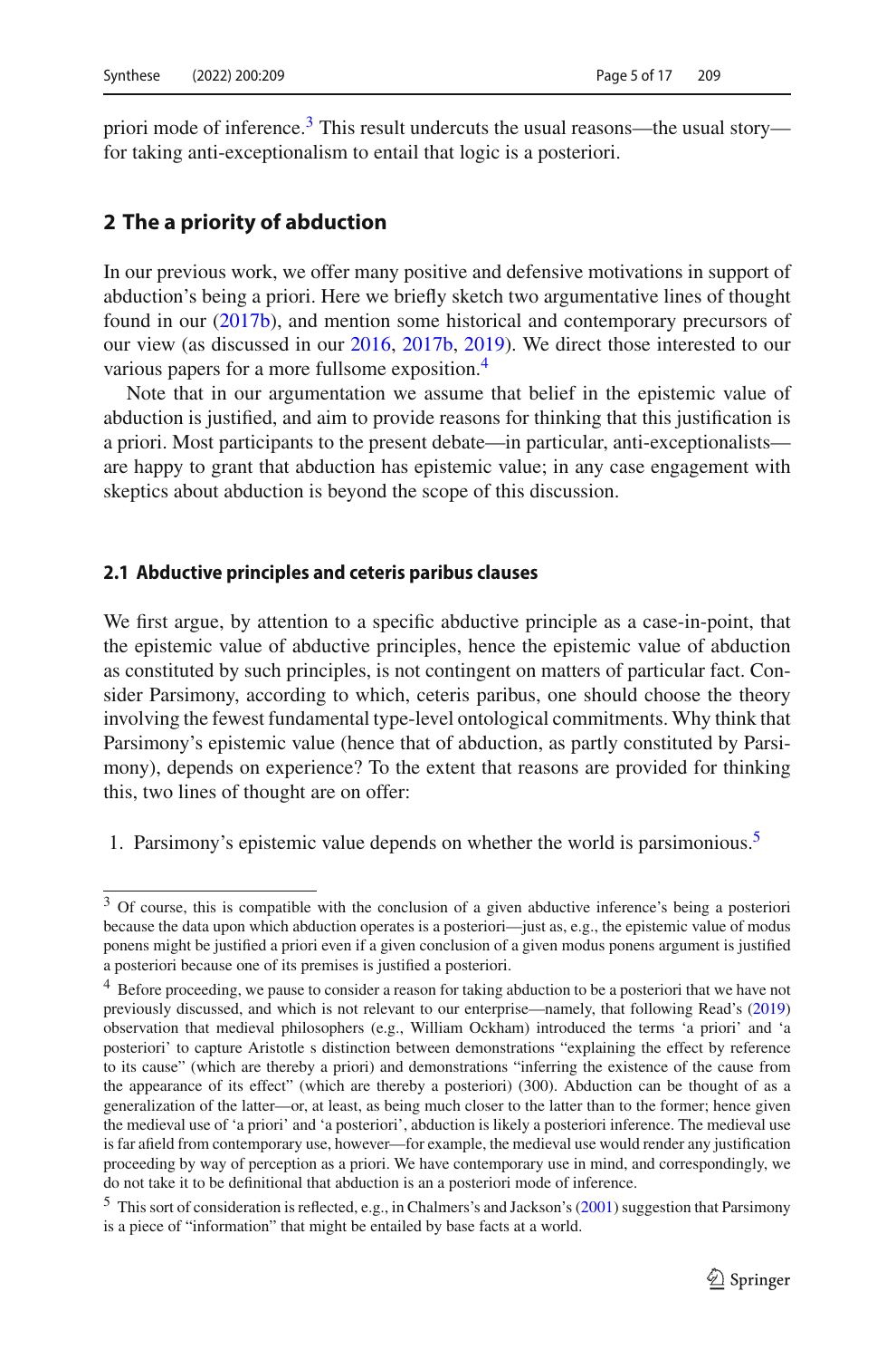priori mode of inference.[3] This result undercuts the usual reasons—the usual story—for taking anti-exceptionalism to entail that logic is a posteriori.

## 2 The a priority of abduction

In our previous work, we offer many positive and defensive motivations in support of abduction's being a priori. Here we briefly sketch two argumentative lines of thought found in our (2017b), and mention some historical and contemporary precursors of our view (as discussed in our 2016, 2017b, 2019). We direct those interested to our various papers for a more fullsome exposition.[4]

Note that in our argumentation we assume that belief in the epistemic value of abduction is justified, and aim to provide reasons for thinking that this justification is a priori. Most participants to the present debate—in particular, anti-exceptionalists—are happy to grant that abduction has epistemic value; in any case engagement with skeptics about abduction is beyond the scope of this discussion.

### 2.1 Abductive principles and ceteris paribus clauses

We first argue, by attention to a specific abductive principle as a case-in-point, that the epistemic value of abductive principles, hence the epistemic value of abduction as constituted by such principles, is not contingent on matters of particular fact. Consider Parsimony, according to which, ceteris paribus, one should choose the theory involving the fewest fundamental type-level ontological commitments. Why think that Parsimony's epistemic value (hence that of abduction, as partly constituted by Parsimony), depends on experience? To the extent that reasons are provided for thinking this, two lines of thought are on offer:

1. Parsimony's epistemic value depends on whether the world is parsimonious.[5]

---

[3] Of course, this is compatible with the conclusion of a given abductive inference's being a posteriori because the data upon which abduction operates is a posteriori—just as, e.g., the epistemic value of modus ponens might be justified a priori even if a given conclusion of a given modus ponens argument is justified a posteriori because one of its premises is justified a posteriori.

[4] Before proceeding, we pause to consider a reason for taking abduction to be a posteriori that we have not previously discussed, and which is not relevant to our enterprise—namely, that following Read's (2019) observation that medieval philosophers (e.g., William Ockham) introduced the terms 'a priori' and 'a posteriori' to capture Aristotle s distinction between demonstrations "explaining the effect by reference to its cause" (which are thereby a priori) and demonstrations "inferring the existence of the cause from the appearance of its effect" (which are thereby a posteriori) (300). Abduction can be thought of as a generalization of the latter—or, at least, as being much closer to the latter than to the former; hence given the medieval use of 'a priori' and 'a posteriori', abduction is likely a posteriori inference. The medieval use is far afield from contemporary use, however—for example, the medieval use would render any justification proceeding by way of perception as a priori. We have contemporary use in mind, and correspondingly, we do not take it to be definitional that abduction is an a posteriori mode of inference.

[5] This sort of consideration is reflected, e.g., in Chalmers's and Jackson's (2001) suggestion that Parsimony is a piece of "information" that might be entailed by base facts at a world.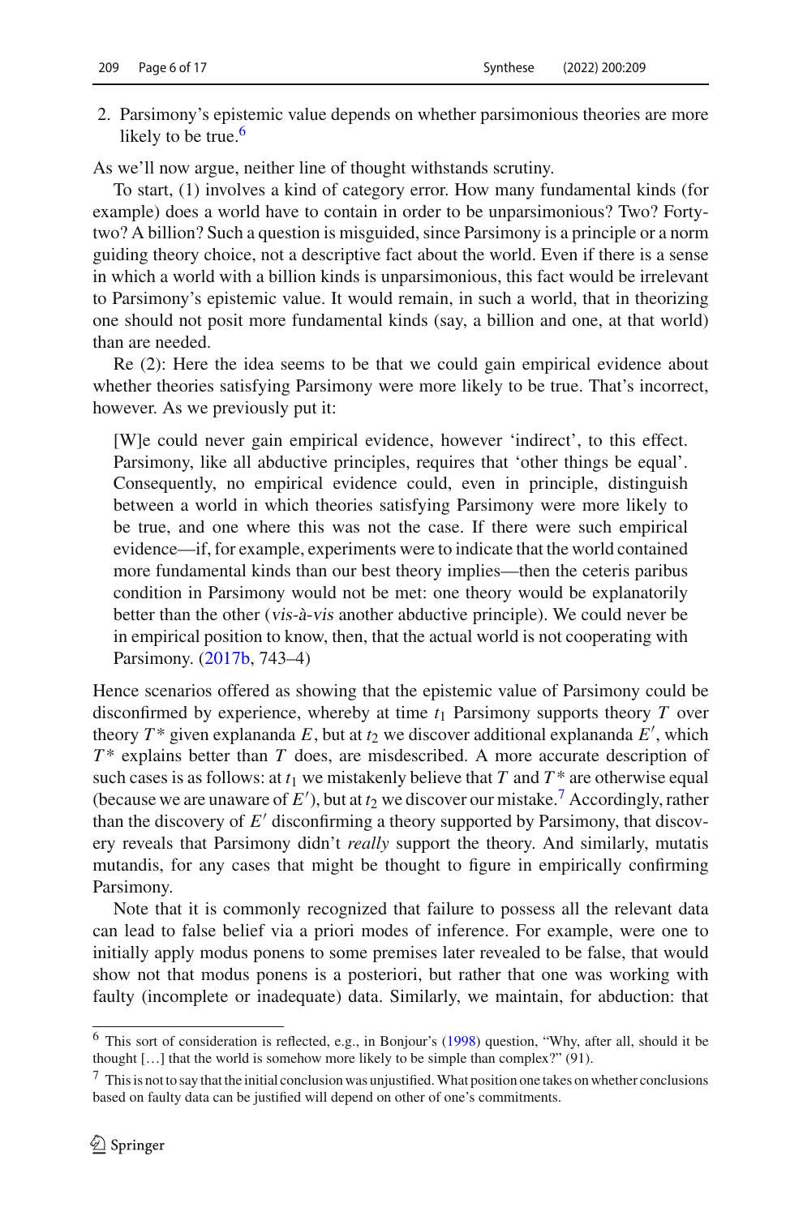2. Parsimony's epistemic value depends on whether parsimonious theories are more likely to be true.[6]

As we'll now argue, neither line of thought withstands scrutiny.

To start, (1) involves a kind of category error. How many fundamental kinds (for example) does a world have to contain in order to be unparsimonious? Two? Forty-two? A billion? Such a question is misguided, since Parsimony is a principle or a norm guiding theory choice, not a descriptive fact about the world. Even if there is a sense in which a world with a billion kinds is unparsimonious, this fact would be irrelevant to Parsimony's epistemic value. It would remain, in such a world, that in theorizing one should not posit more fundamental kinds (say, a billion and one, at that world) than are needed.

Re (2): Here the idea seems to be that we could gain empirical evidence about whether theories satisfying Parsimony were more likely to be true. That's incorrect, however. As we previously put it:

> [W]e could never gain empirical evidence, however 'indirect', to this effect. Parsimony, like all abductive principles, requires that 'other things be equal'. Consequently, no empirical evidence could, even in principle, distinguish between a world in which theories satisfying Parsimony were more likely to be true, and one where this was not the case. If there were such empirical evidence—if, for example, experiments were to indicate that the world contained more fundamental kinds than our best theory implies—then the ceteris paribus condition in Parsimony would not be met: one theory would be explanatorily better than the other (*vis-à-vis* another abductive principle). We could never be in empirical position to know, then, that the actual world is not cooperating with Parsimony. (2017b, 743–4)

Hence scenarios offered as showing that the epistemic value of Parsimony could be disconfirmed by experience, whereby at time $t_1$ Parsimony supports theory $T$ over theory $T^*$ given explananda $E$, but at $t_2$ we discover additional explananda $E'$, which $T^*$ explains better than $T$ does, are misdescribed. A more accurate description of such cases is as follows: at $t_1$ we mistakenly believe that $T$ and $T^*$ are otherwise equal (because we are unaware of $E'$), but at $t_2$ we discover our mistake.[7] Accordingly, rather than the discovery of $E'$ disconfirming a theory supported by Parsimony, that discovery reveals that Parsimony didn't *really* support the theory. And similarly, mutatis mutandis, for any cases that might be thought to figure in empirically confirming Parsimony.

Note that it is commonly recognized that failure to possess all the relevant data can lead to false belief via a priori modes of inference. For example, were one to initially apply modus ponens to some premises later revealed to be false, that would show not that modus ponens is a posteriori, but rather that one was working with faulty (incomplete or inadequate) data. Similarly, we maintain, for abduction: that

---

[6] This sort of consideration is reflected, e.g., in Bonjour's (1998) question, "Why, after all, should it be thought […] that the world is somehow more likely to be simple than complex?" (91).

[7] This is not to say that the initial conclusion was unjustified. What position one takes on whether conclusions based on faulty data can be justified will depend on other of one's commitments.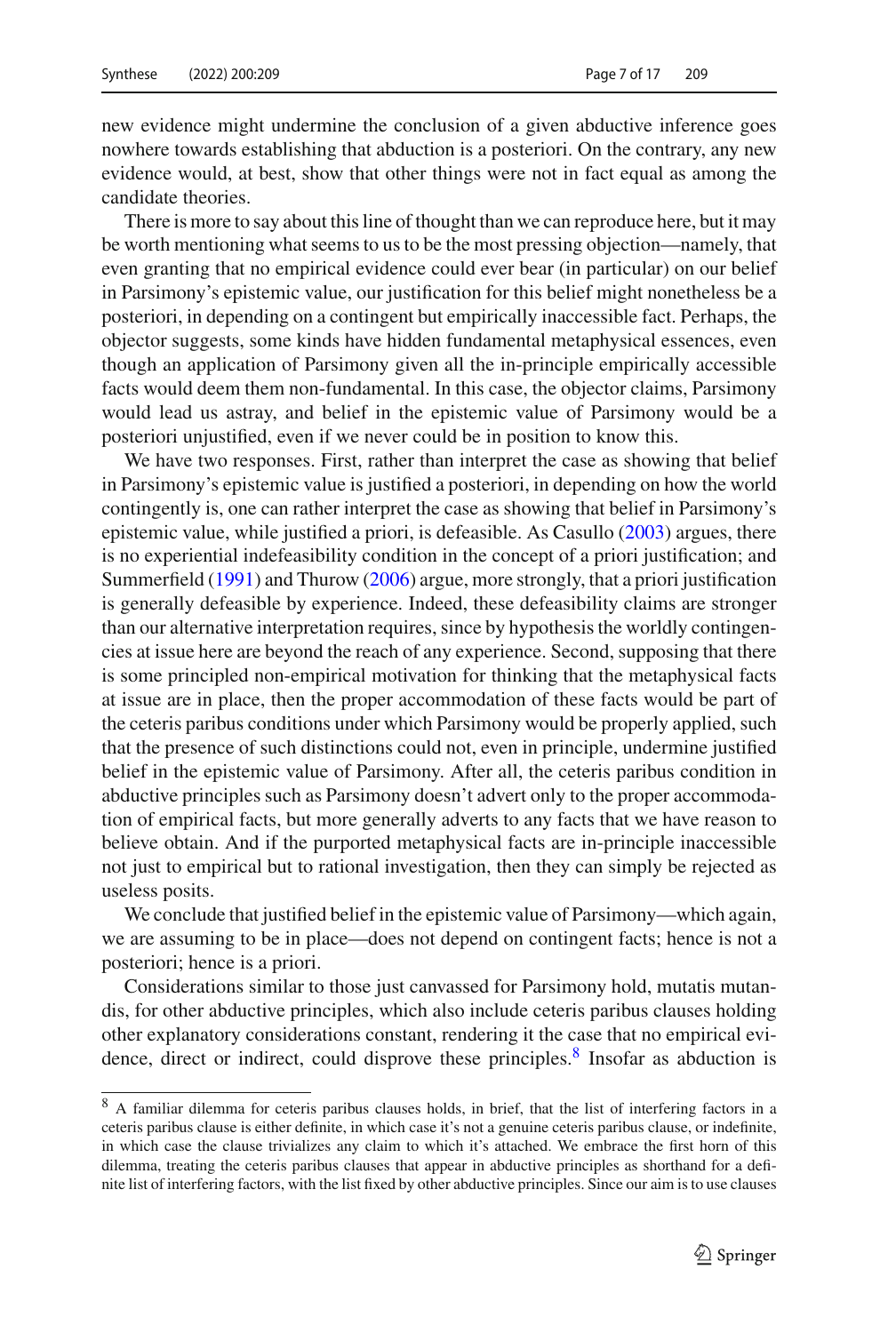new evidence might undermine the conclusion of a given abductive inference goes nowhere towards establishing that abduction is a posteriori. On the contrary, any new evidence would, at best, show that other things were not in fact equal as among the candidate theories.

There is more to say about this line of thought than we can reproduce here, but it may be worth mentioning what seems to us to be the most pressing objection—namely, that even granting that no empirical evidence could ever bear (in particular) on our belief in Parsimony's epistemic value, our justification for this belief might nonetheless be a posteriori, in depending on a contingent but empirically inaccessible fact. Perhaps, the objector suggests, some kinds have hidden fundamental metaphysical essences, even though an application of Parsimony given all the in-principle empirically accessible facts would deem them non-fundamental. In this case, the objector claims, Parsimony would lead us astray, and belief in the epistemic value of Parsimony would be a posteriori unjustified, even if we never could be in position to know this.

We have two responses. First, rather than interpret the case as showing that belief in Parsimony's epistemic value is justified a posteriori, in depending on how the world contingently is, one can rather interpret the case as showing that belief in Parsimony's epistemic value, while justified a priori, is defeasible. As Casullo (2003) argues, there is no experiential indefeasibility condition in the concept of a priori justification; and Summerfield (1991) and Thurow (2006) argue, more strongly, that a priori justification is generally defeasible by experience. Indeed, these defeasibility claims are stronger than our alternative interpretation requires, since by hypothesis the worldly contingencies at issue here are beyond the reach of any experience. Second, supposing that there is some principled non-empirical motivation for thinking that the metaphysical facts at issue are in place, then the proper accommodation of these facts would be part of the ceteris paribus conditions under which Parsimony would be properly applied, such that the presence of such distinctions could not, even in principle, undermine justified belief in the epistemic value of Parsimony. After all, the ceteris paribus condition in abductive principles such as Parsimony doesn't advert only to the proper accommodation of empirical facts, but more generally adverts to any facts that we have reason to believe obtain. And if the purported metaphysical facts are in-principle inaccessible not just to empirical but to rational investigation, then they can simply be rejected as useless posits.

We conclude that justified belief in the epistemic value of Parsimony—which again, we are assuming to be in place—does not depend on contingent facts; hence is not a posteriori; hence is a priori.

Considerations similar to those just canvassed for Parsimony hold, mutatis mutandis, for other abductive principles, which also include ceteris paribus clauses holding other explanatory considerations constant, rendering it the case that no empirical evidence, direct or indirect, could disprove these principles.[8] Insofar as abduction is

---

[8] A familiar dilemma for ceteris paribus clauses holds, in brief, that the list of interfering factors in a ceteris paribus clause is either definite, in which case it's not a genuine ceteris paribus clause, or indefinite, in which case the clause trivializes any claim to which it's attached. We embrace the first horn of this dilemma, treating the ceteris paribus clauses that appear in abductive principles as shorthand for a definite list of interfering factors, with the list fixed by other abductive principles. Since our aim is to use clauses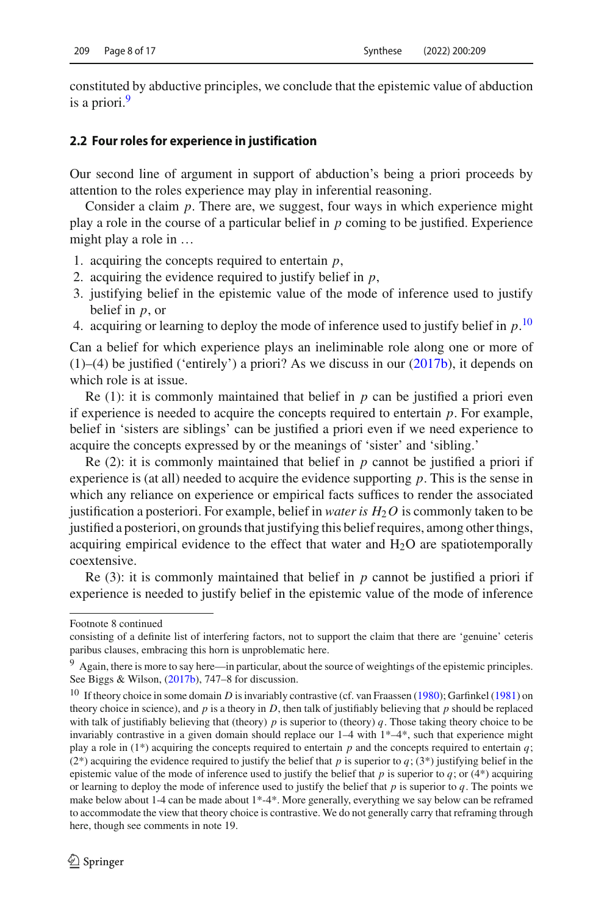constituted by abductive principles, we conclude that the epistemic value of abduction is a priori.[9]

## 2.2 Four roles for experience in justification

Our second line of argument in support of abduction's being a priori proceeds by attention to the roles experience may play in inferential reasoning.

Consider a claim $p$. There are, we suggest, four ways in which experience might play a role in the course of a particular belief in $p$ coming to be justified. Experience might play a role in …

1. acquiring the concepts required to entertain $p$,
2. acquiring the evidence required to justify belief in $p$,
3. justifying belief in the epistemic value of the mode of inference used to justify belief in $p$, or
4. acquiring or learning to deploy the mode of inference used to justify belief in $p$.[10]

Can a belief for which experience plays an ineliminable role along one or more of (1)–(4) be justified ('entirely') a priori? As we discuss in our (2017b), it depends on which role is at issue.

Re (1): it is commonly maintained that belief in $p$ can be justified a priori even if experience is needed to acquire the concepts required to entertain $p$. For example, belief in 'sisters are siblings' can be justified a priori even if we need experience to acquire the concepts expressed by or the meanings of 'sister' and 'sibling.'

Re (2): it is commonly maintained that belief in $p$ cannot be justified a priori if experience is (at all) needed to acquire the evidence supporting $p$. This is the sense in which any reliance on experience or empirical facts suffices to render the associated justification a posteriori. For example, belief in *water is $H_2O$* is commonly taken to be justified a posteriori, on grounds that justifying this belief requires, among other things, acquiring empirical evidence to the effect that water and $H_2O$ are spatiotemporally coextensive.

Re (3): it is commonly maintained that belief in $p$ cannot be justified a priori if experience is needed to justify belief in the epistemic value of the mode of inference

---

Footnote 8 continued
consisting of a definite list of interfering factors, not to support the claim that there are 'genuine' ceteris paribus clauses, embracing this horn is unproblematic here.

[9] Again, there is more to say here—in particular, about the source of weightings of the epistemic principles. See Biggs & Wilson, (2017b), 747–8 for discussion.

[10] If theory choice in some domain $D$ is invariably contrastive (cf. van Fraassen (1980); Garfinkel (1981) on theory choice in science), and $p$ is a theory in $D$, then talk of justifiably believing that $p$ should be replaced with talk of justifiably believing that (theory) $p$ is superior to (theory) $q$. Those taking theory choice to be invariably contrastive in a given domain should replace our 1–4 with 1*–4*, such that experience might play a role in (1*) acquiring the concepts required to entertain $p$ and the concepts required to entertain $q$; (2*) acquiring the evidence required to justify the belief that $p$ is superior to $q$; (3*) justifying belief in the epistemic value of the mode of inference used to justify the belief that $p$ is superior to $q$; or (4*) acquiring or learning to deploy the mode of inference used to justify the belief that $p$ is superior to $q$. The points we make below about 1-4 can be made about 1*-4*. More generally, everything we say below can be reframed to accommodate the view that theory choice is contrastive. We do not generally carry that reframing through here, though see comments in note 19.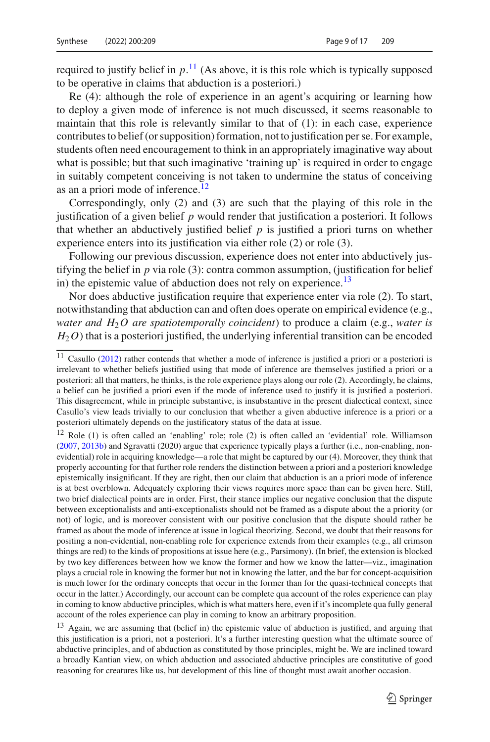required to justify belief in $p$.[11] (As above, it is this role which is typically supposed to be operative in claims that abduction is a posteriori.)

Re (4): although the role of experience in an agent's acquiring or learning how to deploy a given mode of inference is not much discussed, it seems reasonable to maintain that this role is relevantly similar to that of (1): in each case, experience contributes to belief (or supposition) formation, not to justification per se. For example, students often need encouragement to think in an appropriately imaginative way about what is possible; but that such imaginative 'training up' is required in order to engage in suitably competent conceiving is not taken to undermine the status of conceiving as an a priori mode of inference.[12]

Correspondingly, only (2) and (3) are such that the playing of this role in the justification of a given belief $p$ would render that justification a posteriori. It follows that whether an abductively justified belief $p$ is justified a priori turns on whether experience enters into its justification via either role (2) or role (3).

Following our previous discussion, experience does not enter into abductively justifying the belief in $p$ via role (3): contra common assumption, (justification for belief in) the epistemic value of abduction does not rely on experience.[13]

Nor does abductive justification require that experience enter via role (2). To start, notwithstanding that abduction can and often does operate on empirical evidence (e.g., *water and* $H_2O$ *are spatiotemporally coincident*) to produce a claim (e.g., *water is* $H_2O$) that is a posteriori justified, the underlying inferential transition can be encoded

---

[11] Casullo (2012) rather contends that whether a mode of inference is justified a priori or a posteriori is irrelevant to whether beliefs justified using that mode of inference are themselves justified a priori or a posteriori: all that matters, he thinks, is the role experience plays along our role (2). Accordingly, he claims, a belief can be justified a priori even if the mode of inference used to justify it is justified a posteriori. This disagreement, while in principle substantive, is insubstantive in the present dialectical context, since Casullo's view leads trivially to our conclusion that whether a given abductive inference is a priori or a posteriori ultimately depends on the justificatory status of the data at issue.

[12] Role (1) is often called an 'enabling' role; role (2) is often called an 'evidential' role. Williamson (2007, 2013b) and Sgravatti (2020) argue that experience typically plays a further (i.e., non-enabling, non-evidential) role in acquiring knowledge—a role that might be captured by our (4). Moreover, they think that properly accounting for that further role renders the distinction between a priori and a posteriori knowledge epistemically insignificant. If they are right, then our claim that abduction is an a priori mode of inference is at best overblown. Adequately exploring their views requires more space than can be given here. Still, two brief dialectical points are in order. First, their stance implies our negative conclusion that the dispute between exceptionalists and anti-exceptionalists should not be framed as a dispute about the priority (or not) of logic, and is moreover consistent with our positive conclusion that the dispute should rather be framed as about the mode of inference at issue in logical theorizing. Second, we doubt that their reasons for positing a non-evidential, non-enabling role for experience extends from their examples (e.g., all crimson things are red) to the kinds of propositions at issue here (e.g., Parsimony). (In brief, the extension is blocked by two key differences between how we know the former and how we know the latter—viz., imagination plays a crucial role in knowing the former but not in knowing the latter, and the bar for concept-acquisition is much lower for the ordinary concepts that occur in the former than for the quasi-technical concepts that occur in the latter.) Accordingly, our account can be complete qua account of the roles experience can play in coming to know abductive principles, which is what matters here, even if it's incomplete qua fully general account of the roles experience can play in coming to know an arbitrary proposition.

[13] Again, we are assuming that (belief in) the epistemic value of abduction is justified, and arguing that this justification is a priori, not a posteriori. It's a further interesting question what the ultimate source of abductive principles, and of abduction as constituted by those principles, might be. We are inclined toward a broadly Kantian view, on which abduction and associated abductive principles are constitutive of good reasoning for creatures like us, but development of this line of thought must await another occasion.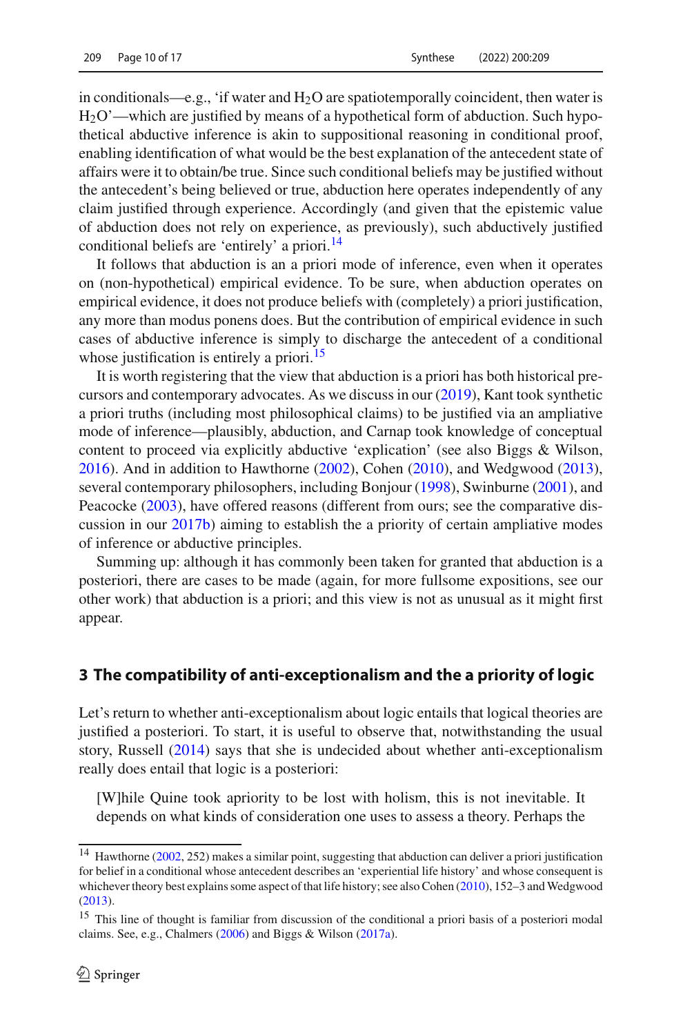in conditionals—e.g., 'if water and $H_2O$ are spatiotemporally coincident, then water is $H_2O$'—which are justified by means of a hypothetical form of abduction. Such hypothetical abductive inference is akin to suppositional reasoning in conditional proof, enabling identification of what would be the best explanation of the antecedent state of affairs were it to obtain/be true. Since such conditional beliefs may be justified without the antecedent's being believed or true, abduction here operates independently of any claim justified through experience. Accordingly (and given that the epistemic value of abduction does not rely on experience, as previously), such abductively justified conditional beliefs are 'entirely' a priori.[14]

It follows that abduction is an a priori mode of inference, even when it operates on (non-hypothetical) empirical evidence. To be sure, when abduction operates on empirical evidence, it does not produce beliefs with (completely) a priori justification, any more than modus ponens does. But the contribution of empirical evidence in such cases of abductive inference is simply to discharge the antecedent of a conditional whose justification is entirely a priori.[15]

It is worth registering that the view that abduction is a priori has both historical precursors and contemporary advocates. As we discuss in our (2019), Kant took synthetic a priori truths (including most philosophical claims) to be justified via an ampliative mode of inference—plausibly, abduction, and Carnap took knowledge of conceptual content to proceed via explicitly abductive 'explication' (see also Biggs & Wilson, 2016). And in addition to Hawthorne (2002), Cohen (2010), and Wedgwood (2013), several contemporary philosophers, including Bonjour (1998), Swinburne (2001), and Peacocke (2003), have offered reasons (different from ours; see the comparative discussion in our 2017b) aiming to establish the a priority of certain ampliative modes of inference or abductive principles.

Summing up: although it has commonly been taken for granted that abduction is a posteriori, there are cases to be made (again, for more fullsome expositions, see our other work) that abduction is a priori; and this view is not as unusual as it might first appear.

## 3 The compatibility of anti-exceptionalism and the a priority of logic

Let's return to whether anti-exceptionalism about logic entails that logical theories are justified a posteriori. To start, it is useful to observe that, notwithstanding the usual story, Russell (2014) says that she is undecided about whether anti-exceptionalism really does entail that logic is a posteriori:

> [W]hile Quine took apriority to be lost with holism, this is not inevitable. It depends on what kinds of consideration one uses to assess a theory. Perhaps the

---

[14] Hawthorne (2002, 252) makes a similar point, suggesting that abduction can deliver a priori justification for belief in a conditional whose antecedent describes an 'experiential life history' and whose consequent is whichever theory best explains some aspect of that life history; see also Cohen (2010), 152–3 and Wedgwood (2013).

[15] This line of thought is familiar from discussion of the conditional a priori basis of a posteriori modal claims. See, e.g., Chalmers (2006) and Biggs & Wilson (2017a).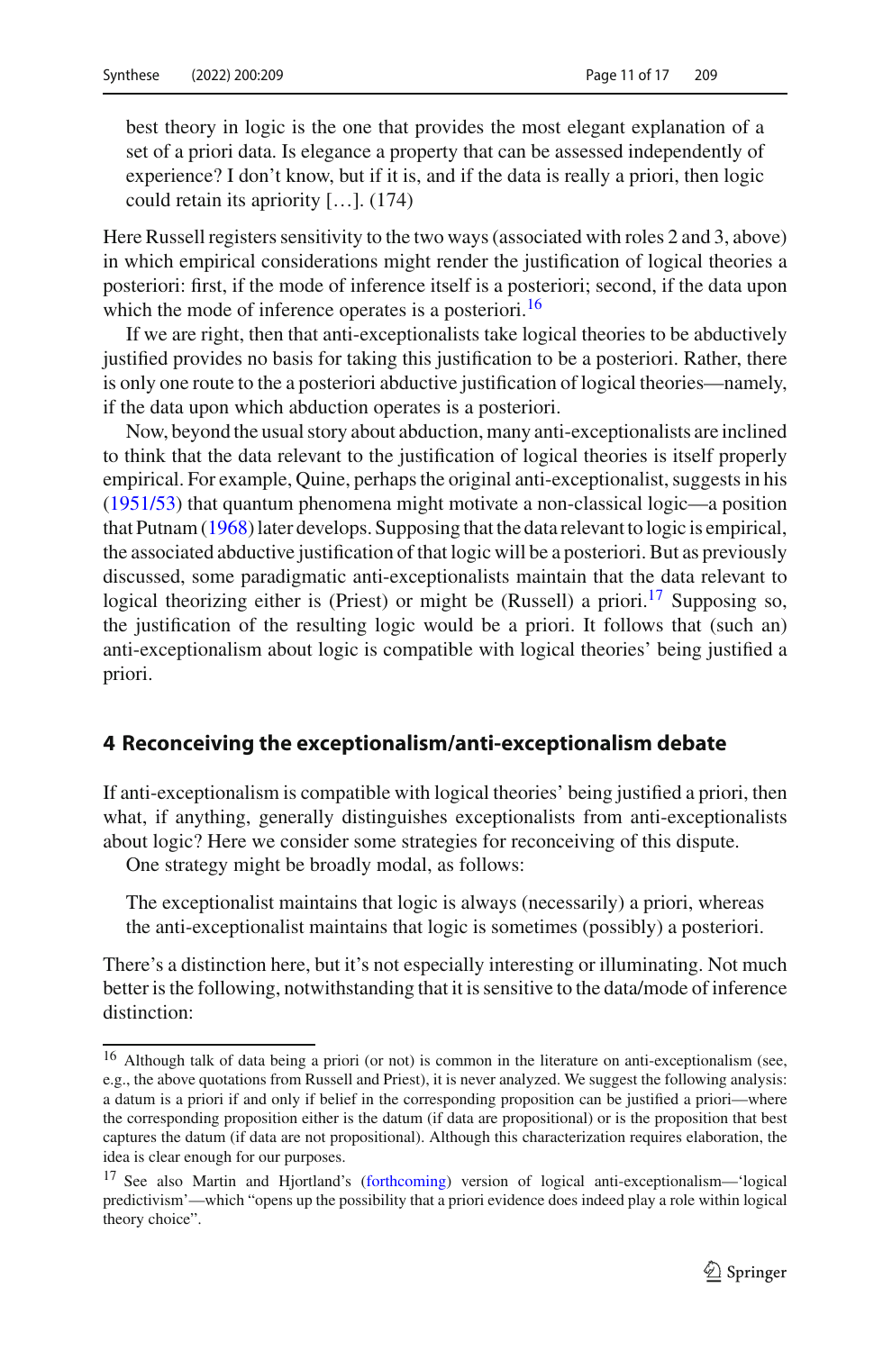best theory in logic is the one that provides the most elegant explanation of a set of a priori data. Is elegance a property that can be assessed independently of experience? I don't know, but if it is, and if the data is really a priori, then logic could retain its apriority [...]. (174)

Here Russell registers sensitivity to the two ways (associated with roles 2 and 3, above) in which empirical considerations might render the justification of logical theories a posteriori: first, if the mode of inference itself is a posteriori; second, if the data upon which the mode of inference operates is a posteriori.[16]

If we are right, then that anti-exceptionalists take logical theories to be abductively justified provides no basis for taking this justification to be a posteriori. Rather, there is only one route to the a posteriori abductive justification of logical theories—namely, if the data upon which abduction operates is a posteriori.

Now, beyond the usual story about abduction, many anti-exceptionalists are inclined to think that the data relevant to the justification of logical theories is itself properly empirical. For example, Quine, perhaps the original anti-exceptionalist, suggests in his (1951/53) that quantum phenomena might motivate a non-classical logic—a position that Putnam (1968) later develops. Supposing that the data relevant to logic is empirical, the associated abductive justification of that logic will be a posteriori. But as previously discussed, some paradigmatic anti-exceptionalists maintain that the data relevant to logical theorizing either is (Priest) or might be (Russell) a priori.[17] Supposing so, the justification of the resulting logic would be a priori. It follows that (such an) anti-exceptionalism about logic is compatible with logical theories' being justified a priori.

## 4 Reconceiving the exceptionalism/anti-exceptionalism debate

If anti-exceptionalism is compatible with logical theories' being justified a priori, then what, if anything, generally distinguishes exceptionalists from anti-exceptionalists about logic? Here we consider some strategies for reconceiving of this dispute.

One strategy might be broadly modal, as follows:

> The exceptionalist maintains that logic is always (necessarily) a priori, whereas the anti-exceptionalist maintains that logic is sometimes (possibly) a posteriori.

There's a distinction here, but it's not especially interesting or illuminating. Not much better is the following, notwithstanding that it is sensitive to the data/mode of inference distinction:

---

[16] Although talk of data being a priori (or not) is common in the literature on anti-exceptionalism (see, e.g., the above quotations from Russell and Priest), it is never analyzed. We suggest the following analysis: a datum is a priori if and only if belief in the corresponding proposition can be justified a priori—where the corresponding proposition either is the datum (if data are propositional) or is the proposition that best captures the datum (if data are not propositional). Although this characterization requires elaboration, the idea is clear enough for our purposes.

[17] See also Martin and Hjortland's (forthcoming) version of logical anti-exceptionalism—'logical predictivism'—which "opens up the possibility that a priori evidence does indeed play a role within logical theory choice".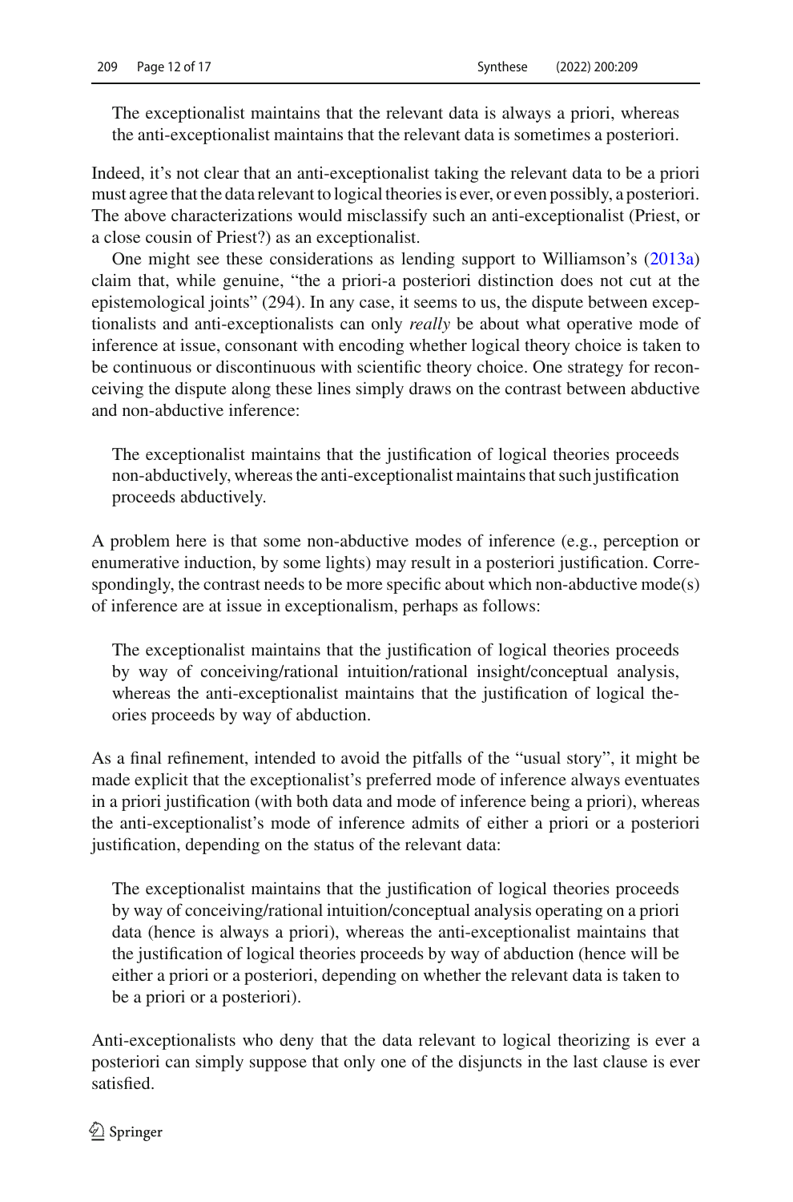> The exceptionalist maintains that the relevant data is always a priori, whereas the anti-exceptionalist maintains that the relevant data is sometimes a posteriori.

Indeed, it's not clear that an anti-exceptionalist taking the relevant data to be a priori must agree that the data relevant to logical theories is ever, or even possibly, a posteriori. The above characterizations would misclassify such an anti-exceptionalist (Priest, or a close cousin of Priest?) as an exceptionalist.

One might see these considerations as lending support to Williamson's (2013a) claim that, while genuine, "the a priori-a posteriori distinction does not cut at the epistemological joints" (294). In any case, it seems to us, the dispute between exceptionalists and anti-exceptionalists can only *really* be about what operative mode of inference at issue, consonant with encoding whether logical theory choice is taken to be continuous or discontinuous with scientific theory choice. One strategy for reconceiving the dispute along these lines simply draws on the contrast between abductive and non-abductive inference:

> The exceptionalist maintains that the justification of logical theories proceeds non-abductively, whereas the anti-exceptionalist maintains that such justification proceeds abductively.

A problem here is that some non-abductive modes of inference (e.g., perception or enumerative induction, by some lights) may result in a posteriori justification. Correspondingly, the contrast needs to be more specific about which non-abductive mode(s) of inference are at issue in exceptionalism, perhaps as follows:

> The exceptionalist maintains that the justification of logical theories proceeds by way of conceiving/rational intuition/rational insight/conceptual analysis, whereas the anti-exceptionalist maintains that the justification of logical theories proceeds by way of abduction.

As a final refinement, intended to avoid the pitfalls of the "usual story", it might be made explicit that the exceptionalist's preferred mode of inference always eventuates in a priori justification (with both data and mode of inference being a priori), whereas the anti-exceptionalist's mode of inference admits of either a priori or a posteriori justification, depending on the status of the relevant data:

> The exceptionalist maintains that the justification of logical theories proceeds by way of conceiving/rational intuition/conceptual analysis operating on a priori data (hence is always a priori), whereas the anti-exceptionalist maintains that the justification of logical theories proceeds by way of abduction (hence will be either a priori or a posteriori, depending on whether the relevant data is taken to be a priori or a posteriori).

Anti-exceptionalists who deny that the data relevant to logical theorizing is ever a posteriori can simply suppose that only one of the disjuncts in the last clause is ever satisfied.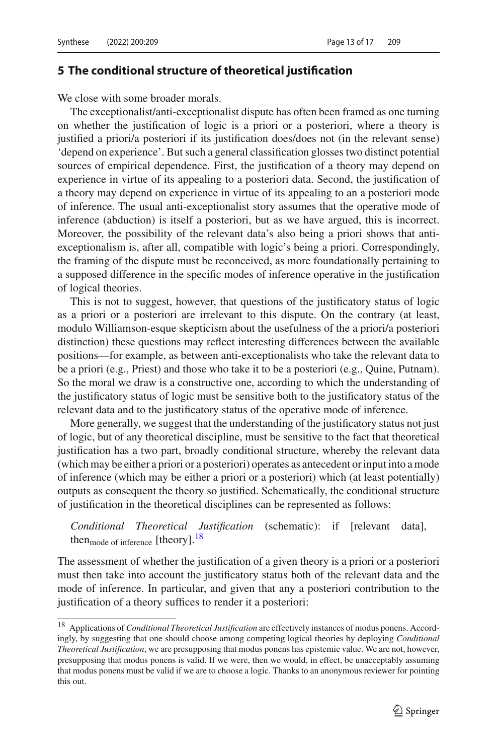## 5 The conditional structure of theoretical justification

We close with some broader morals.

The exceptionalist/anti-exceptionalist dispute has often been framed as one turning on whether the justification of logic is a priori or a posteriori, where a theory is justified a priori/a posteriori if its justification does/does not (in the relevant sense) 'depend on experience'. But such a general classification glosses two distinct potential sources of empirical dependence. First, the justification of a theory may depend on experience in virtue of its appealing to a posteriori data. Second, the justification of a theory may depend on experience in virtue of its appealing to an a posteriori mode of inference. The usual anti-exceptionalist story assumes that the operative mode of inference (abduction) is itself a posteriori, but as we have argued, this is incorrect. Moreover, the possibility of the relevant data's also being a priori shows that anti-exceptionalism is, after all, compatible with logic's being a priori. Correspondingly, the framing of the dispute must be reconceived, as more foundationally pertaining to a supposed difference in the specific modes of inference operative in the justification of logical theories.

This is not to suggest, however, that questions of the justificatory status of logic as a priori or a posteriori are irrelevant to this dispute. On the contrary (at least, modulo Williamson-esque skepticism about the usefulness of the a priori/a posteriori distinction) these questions may reflect interesting differences between the available positions—for example, as between anti-exceptionalists who take the relevant data to be a priori (e.g., Priest) and those who take it to be a posteriori (e.g., Quine, Putnam). So the moral we draw is a constructive one, according to which the understanding of the justificatory status of logic must be sensitive both to the justificatory status of the relevant data and to the justificatory status of the operative mode of inference.

More generally, we suggest that the understanding of the justificatory status not just of logic, but of any theoretical discipline, must be sensitive to the fact that theoretical justification has a two part, broadly conditional structure, whereby the relevant data (which may be either a priori or a posteriori) operates as antecedent or input into a mode of inference (which may be either a priori or a posteriori) which (at least potentially) outputs as consequent the theory so justified. Schematically, the conditional structure of justification in the theoretical disciplines can be represented as follows:

> *Conditional Theoretical Justification* (schematic): if [relevant data], $\text{then}_{\text{mode of inference}}$ [theory].[18]

The assessment of whether the justification of a given theory is a priori or a posteriori must then take into account the justificatory status both of the relevant data and the mode of inference. In particular, and given that any a posteriori contribution to the justification of a theory suffices to render it a posteriori:

---

[18] Applications of *Conditional Theoretical Justification* are effectively instances of modus ponens. Accordingly, by suggesting that one should choose among competing logical theories by deploying *Conditional Theoretical Justification*, we are presupposing that modus ponens has epistemic value. We are not, however, presupposing that modus ponens is valid. If we were, then we would, in effect, be unacceptably assuming that modus ponens must be valid if we are to choose a logic. Thanks to an anonymous reviewer for pointing this out.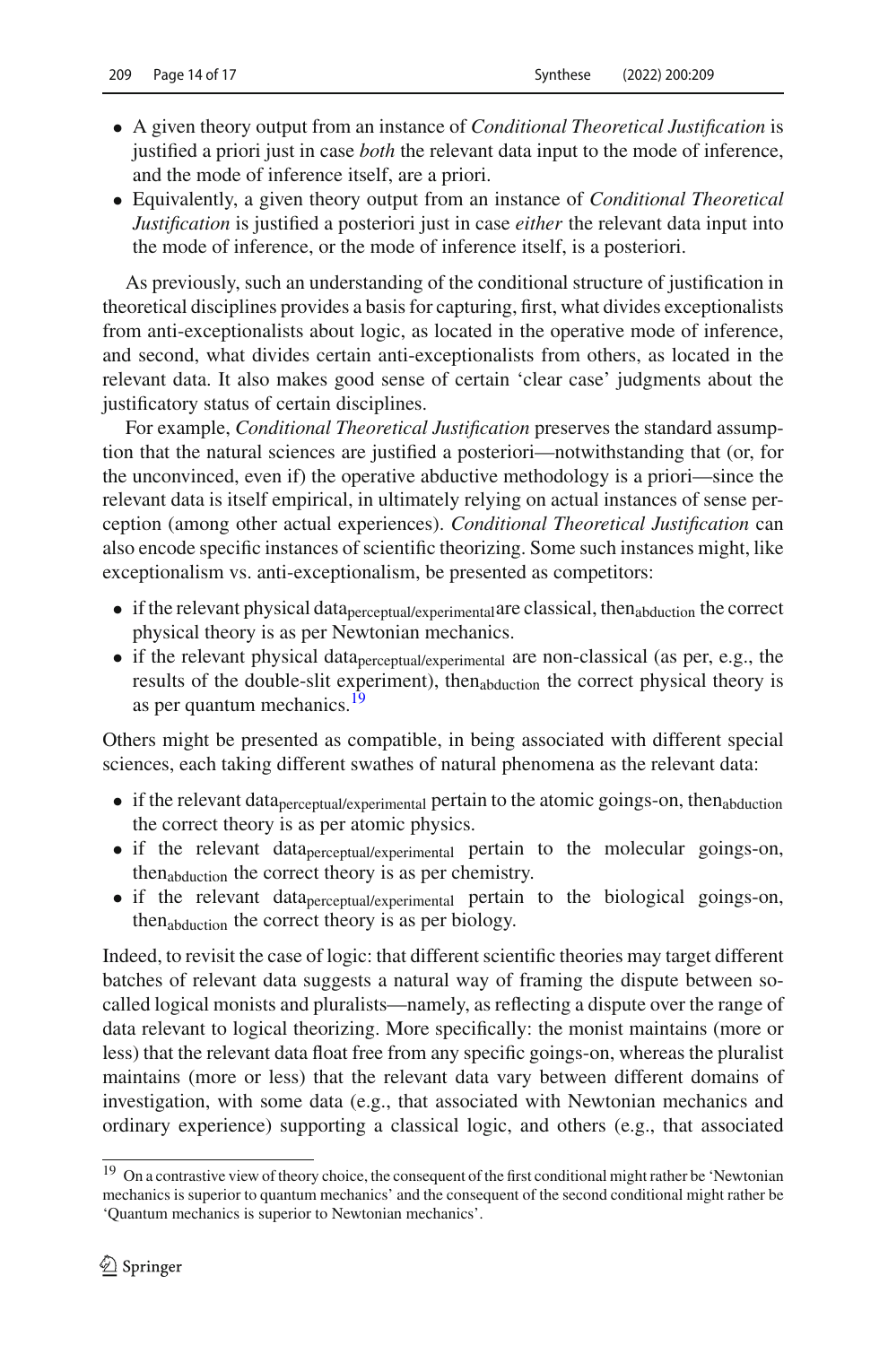- A given theory output from an instance of *Conditional Theoretical Justification* is justified a priori just in case *both* the relevant data input to the mode of inference, and the mode of inference itself, are a priori.
- Equivalently, a given theory output from an instance of *Conditional Theoretical Justification* is justified a posteriori just in case *either* the relevant data input into the mode of inference, or the mode of inference itself, is a posteriori.

As previously, such an understanding of the conditional structure of justification in theoretical disciplines provides a basis for capturing, first, what divides exceptionalists from anti-exceptionalists about logic, as located in the operative mode of inference, and second, what divides certain anti-exceptionalists from others, as located in the relevant data. It also makes good sense of certain 'clear case' judgments about the justificatory status of certain disciplines.

For example, *Conditional Theoretical Justification* preserves the standard assumption that the natural sciences are justified a posteriori—notwithstanding that (or, for the unconvinced, even if) the operative abductive methodology is a priori—since the relevant data is itself empirical, in ultimately relying on actual instances of sense perception (among other actual experiences). *Conditional Theoretical Justification* can also encode specific instances of scientific theorizing. Some such instances might, like exceptionalism vs. anti-exceptionalism, be presented as competitors:

- if the relevant physical $\text{data}_{\text{perceptual/experimental}}$ are classical, $\text{then}_{\text{abduction}}$ the correct physical theory is as per Newtonian mechanics.
- if the relevant physical $\text{data}_{\text{perceptual/experimental}}$ are non-classical (as per, e.g., the results of the double-slit experiment), $\text{then}_{\text{abduction}}$ the correct physical theory is as per quantum mechanics.[19]

Others might be presented as compatible, in being associated with different special sciences, each taking different swathes of natural phenomena as the relevant data:

- if the relevant $\text{data}_{\text{perceptual/experimental}}$ pertain to the atomic goings-on, $\text{then}_{\text{abduction}}$ the correct theory is as per atomic physics.
- if the relevant $\text{data}_{\text{perceptual/experimental}}$ pertain to the molecular goings-on, $\text{then}_{\text{abduction}}$ the correct theory is as per chemistry.
- if the relevant $\text{data}_{\text{perceptual/experimental}}$ pertain to the biological goings-on, $\text{then}_{\text{abduction}}$ the correct theory is as per biology.

Indeed, to revisit the case of logic: that different scientific theories may target different batches of relevant data suggests a natural way of framing the dispute between so-called logical monists and pluralists—namely, as reflecting a dispute over the range of data relevant to logical theorizing. More specifically: the monist maintains (more or less) that the relevant data float free from any specific goings-on, whereas the pluralist maintains (more or less) that the relevant data vary between different domains of investigation, with some data (e.g., that associated with Newtonian mechanics and ordinary experience) supporting a classical logic, and others (e.g., that associated

[19] On a contrastive view of theory choice, the consequent of the first conditional might rather be 'Newtonian mechanics is superior to quantum mechanics' and the consequent of the second conditional might rather be 'Quantum mechanics is superior to Newtonian mechanics'.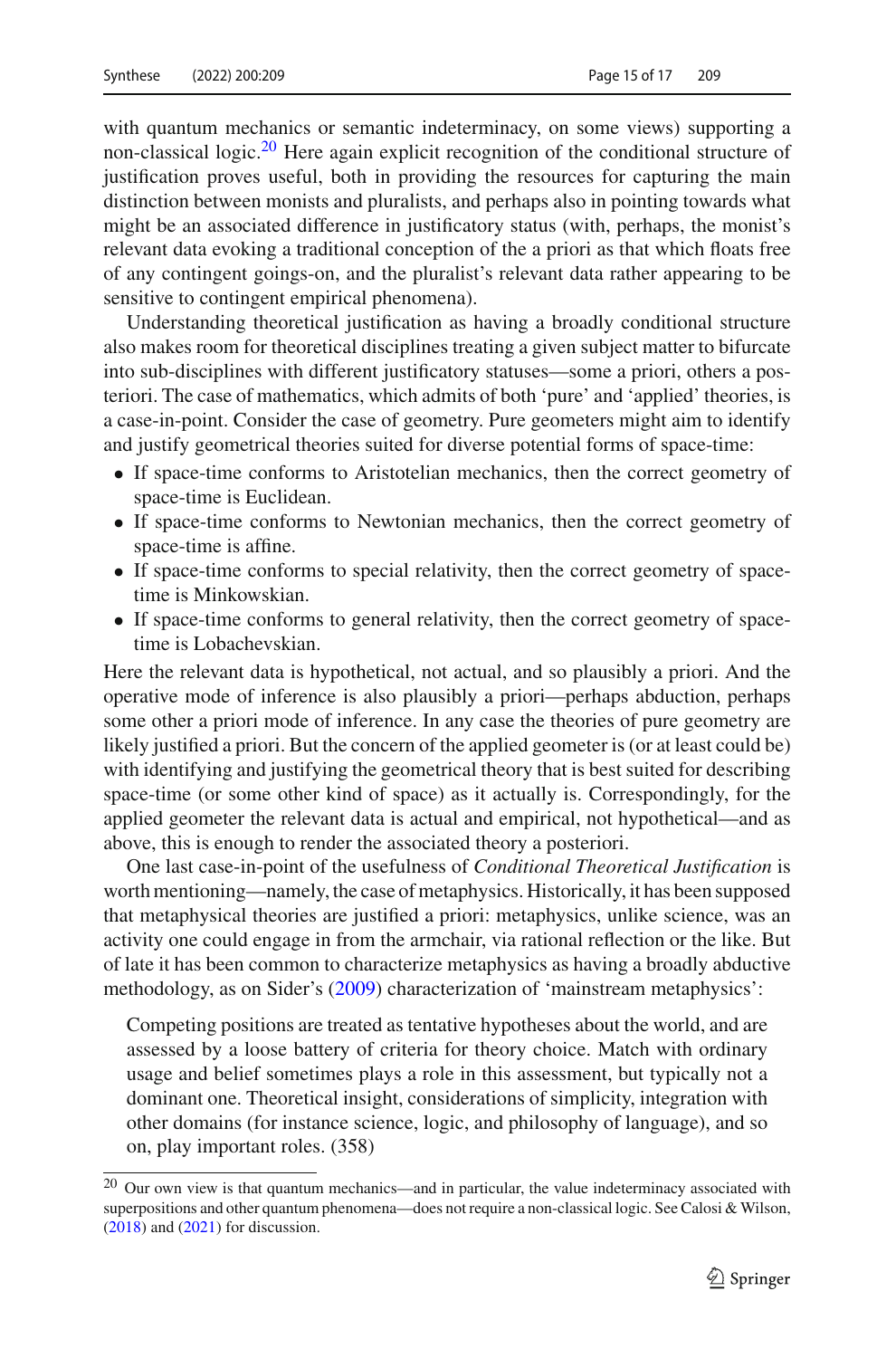with quantum mechanics or semantic indeterminacy, on some views) supporting a non-classical logic.[20] Here again explicit recognition of the conditional structure of justification proves useful, both in providing the resources for capturing the main distinction between monists and pluralists, and perhaps also in pointing towards what might be an associated difference in justificatory status (with, perhaps, the monist's relevant data evoking a traditional conception of the a priori as that which floats free of any contingent goings-on, and the pluralist's relevant data rather appearing to be sensitive to contingent empirical phenomena).

Understanding theoretical justification as having a broadly conditional structure also makes room for theoretical disciplines treating a given subject matter to bifurcate into sub-disciplines with different justificatory statuses—some a priori, others a posteriori. The case of mathematics, which admits of both 'pure' and 'applied' theories, is a case-in-point. Consider the case of geometry. Pure geometers might aim to identify and justify geometrical theories suited for diverse potential forms of space-time:

- If space-time conforms to Aristotelian mechanics, then the correct geometry of space-time is Euclidean.
- If space-time conforms to Newtonian mechanics, then the correct geometry of space-time is affine.
- If space-time conforms to special relativity, then the correct geometry of space-time is Minkowskian.
- If space-time conforms to general relativity, then the correct geometry of space-time is Lobachevskian.

Here the relevant data is hypothetical, not actual, and so plausibly a priori. And the operative mode of inference is also plausibly a priori—perhaps abduction, perhaps some other a priori mode of inference. In any case the theories of pure geometry are likely justified a priori. But the concern of the applied geometer is (or at least could be) with identifying and justifying the geometrical theory that is best suited for describing space-time (or some other kind of space) as it actually is. Correspondingly, for the applied geometer the relevant data is actual and empirical, not hypothetical—and as above, this is enough to render the associated theory a posteriori.

One last case-in-point of the usefulness of *Conditional Theoretical Justification* is worth mentioning—namely, the case of metaphysics. Historically, it has been supposed that metaphysical theories are justified a priori: metaphysics, unlike science, was an activity one could engage in from the armchair, via rational reflection or the like. But of late it has been common to characterize metaphysics as having a broadly abductive methodology, as on Sider's (2009) characterization of 'mainstream metaphysics':

> Competing positions are treated as tentative hypotheses about the world, and are assessed by a loose battery of criteria for theory choice. Match with ordinary usage and belief sometimes plays a role in this assessment, but typically not a dominant one. Theoretical insight, considerations of simplicity, integration with other domains (for instance science, logic, and philosophy of language), and so on, play important roles. (358)

---

[20] Our own view is that quantum mechanics—and in particular, the value indeterminacy associated with superpositions and other quantum phenomena—does not require a non-classical logic. See Calosi & Wilson, (2018) and (2021) for discussion.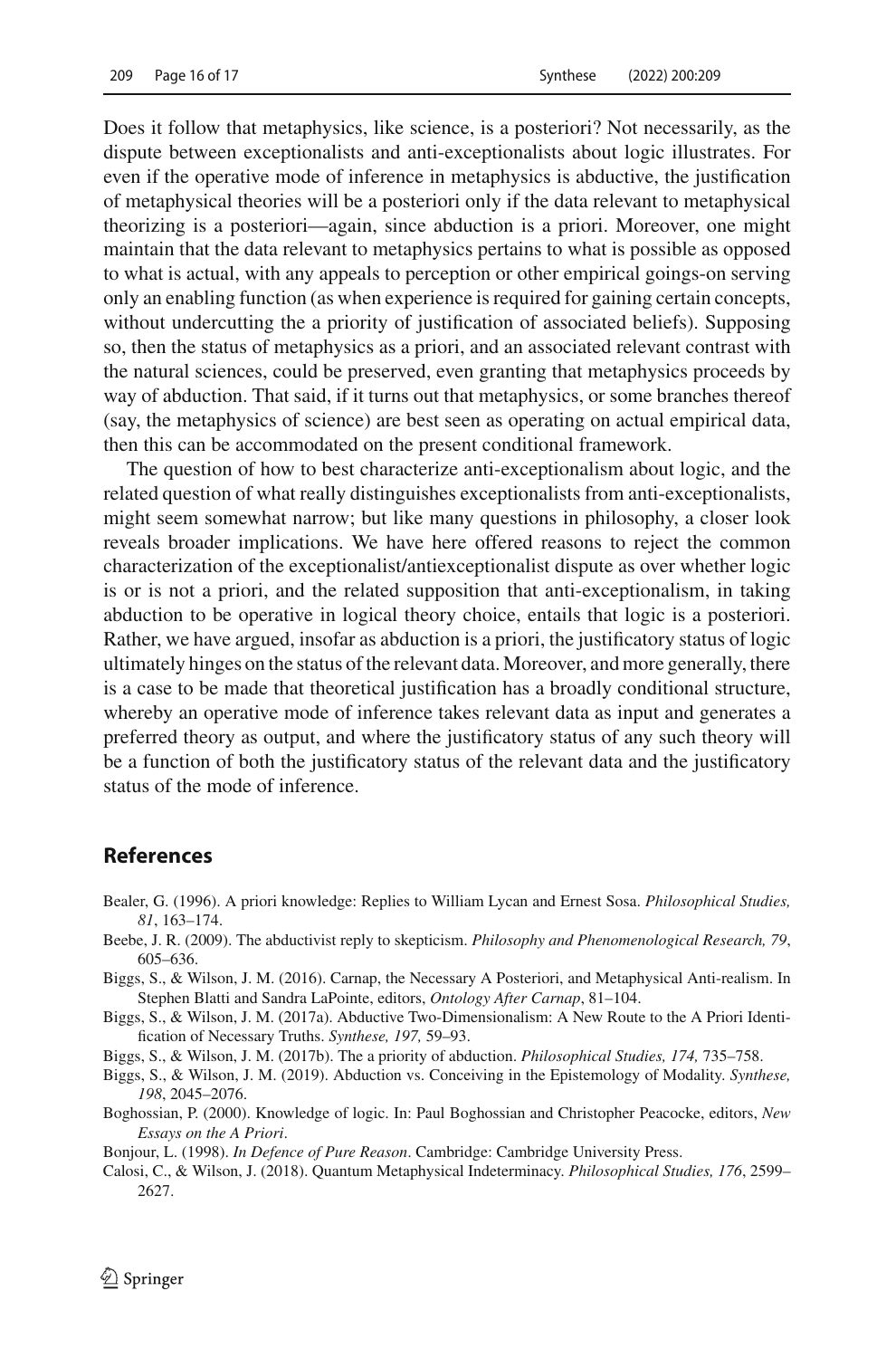Does it follow that metaphysics, like science, is a posteriori? Not necessarily, as the dispute between exceptionalists and anti-exceptionalists about logic illustrates. For even if the operative mode of inference in metaphysics is abductive, the justification of metaphysical theories will be a posteriori only if the data relevant to metaphysical theorizing is a posteriori—again, since abduction is a priori. Moreover, one might maintain that the data relevant to metaphysics pertains to what is possible as opposed to what is actual, with any appeals to perception or other empirical goings-on serving only an enabling function (as when experience is required for gaining certain concepts, without undercutting the a priority of justification of associated beliefs). Supposing so, then the status of metaphysics as a priori, and an associated relevant contrast with the natural sciences, could be preserved, even granting that metaphysics proceeds by way of abduction. That said, if it turns out that metaphysics, or some branches thereof (say, the metaphysics of science) are best seen as operating on actual empirical data, then this can be accommodated on the present conditional framework.

The question of how to best characterize anti-exceptionalism about logic, and the related question of what really distinguishes exceptionalists from anti-exceptionalists, might seem somewhat narrow; but like many questions in philosophy, a closer look reveals broader implications. We have here offered reasons to reject the common characterization of the exceptionalist/antiexceptionalist dispute as over whether logic is or is not a priori, and the related supposition that anti-exceptionalism, in taking abduction to be operative in logical theory choice, entails that logic is a posteriori. Rather, we have argued, insofar as abduction is a priori, the justificatory status of logic ultimately hinges on the status of the relevant data. Moreover, and more generally, there is a case to be made that theoretical justification has a broadly conditional structure, whereby an operative mode of inference takes relevant data as input and generates a preferred theory as output, and where the justificatory status of any such theory will be a function of both the justificatory status of the relevant data and the justificatory status of the mode of inference.

## References

Bealer, G. (1996). A priori knowledge: Replies to William Lycan and Ernest Sosa. *Philosophical Studies, 81*, 163–174.

Beebe, J. R. (2009). The abductivist reply to skepticism. *Philosophy and Phenomenological Research, 79*, 605–636.

Biggs, S., & Wilson, J. M. (2016). Carnap, the Necessary A Posteriori, and Metaphysical Anti-realism. In Stephen Blatti and Sandra LaPointe, editors, *Ontology After Carnap*, 81–104.

Biggs, S., & Wilson, J. M. (2017a). Abductive Two-Dimensionalism: A New Route to the A Priori Identification of Necessary Truths. *Synthese, 197,* 59–93.

Biggs, S., & Wilson, J. M. (2017b). The a priority of abduction. *Philosophical Studies, 174,* 735–758.

Biggs, S., & Wilson, J. M. (2019). Abduction vs. Conceiving in the Epistemology of Modality. *Synthese, 198*, 2045–2076.

Boghossian, P. (2000). Knowledge of logic. In: Paul Boghossian and Christopher Peacocke, editors, *New Essays on the A Priori*.

Bonjour, L. (1998). *In Defence of Pure Reason*. Cambridge: Cambridge University Press.

Calosi, C., & Wilson, J. (2018). Quantum Metaphysical Indeterminacy. *Philosophical Studies, 176*, 2599–2627.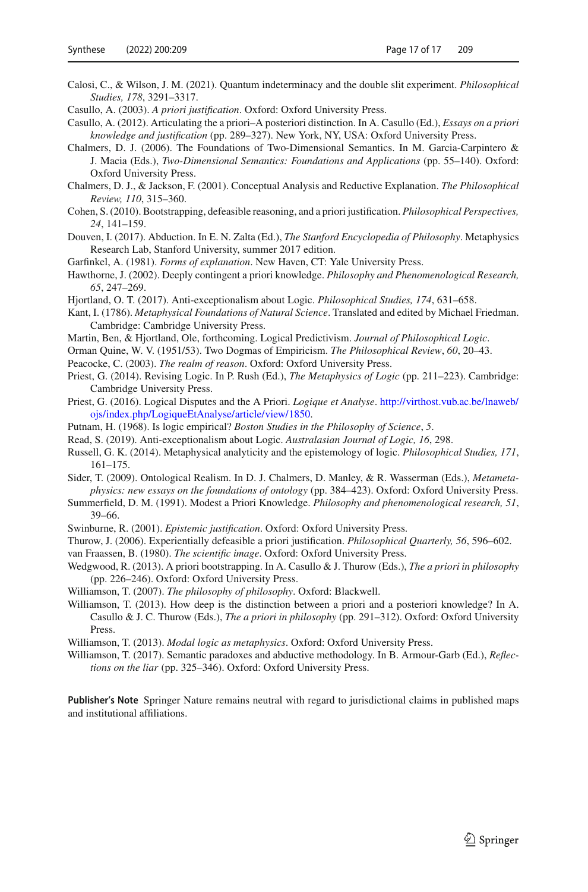Calosi, C., & Wilson, J. M. (2021). Quantum indeterminacy and the double slit experiment. *Philosophical Studies, 178*, 3291–3317.

Casullo, A. (2003). *A priori justification*. Oxford: Oxford University Press.

Casullo, A. (2012). Articulating the a priori–A posteriori distinction. In A. Casullo (Ed.), *Essays on a priori knowledge and justification* (pp. 289–327). New York, NY, USA: Oxford University Press.

Chalmers, D. J. (2006). The Foundations of Two-Dimensional Semantics. In M. Garcia-Carpintero & J. Macia (Eds.), *Two-Dimensional Semantics: Foundations and Applications* (pp. 55–140). Oxford: Oxford University Press.

Chalmers, D. J., & Jackson, F. (2001). Conceptual Analysis and Reductive Explanation. *The Philosophical Review, 110*, 315–360.

Cohen, S. (2010). Bootstrapping, defeasible reasoning, and a priori justification. *Philosophical Perspectives, 24*, 141–159.

Douven, I. (2017). Abduction. In E. N. Zalta (Ed.), *The Stanford Encyclopedia of Philosophy*. Metaphysics Research Lab, Stanford University, summer 2017 edition.

Garfinkel, A. (1981). *Forms of explanation*. New Haven, CT: Yale University Press.

Hawthorne, J. (2002). Deeply contingent a priori knowledge. *Philosophy and Phenomenological Research, 65*, 247–269.

Hjortland, O. T. (2017). Anti-exceptionalism about Logic. *Philosophical Studies, 174*, 631–658.

Kant, I. (1786). *Metaphysical Foundations of Natural Science*. Translated and edited by Michael Friedman. Cambridge: Cambridge University Press.

Martin, Ben, & Hjortland, Ole, forthcoming. Logical Predictivism. *Journal of Philosophical Logic*.

Orman Quine, W. V. (1951/53). Two Dogmas of Empiricism. *The Philosophical Review*, *60*, 20–43.

Peacocke, C. (2003). *The realm of reason*. Oxford: Oxford University Press.

Priest, G. (2014). Revising Logic. In P. Rush (Ed.), *The Metaphysics of Logic* (pp. 211–223). Cambridge: Cambridge University Press.

Priest, G. (2016). Logical Disputes and the A Priori. *Logique et Analyse*. http://virthost.vub.ac.be/lnaweb/ojs/index.php/LogiqueEtAnalyse/article/view/1850.

Putnam, H. (1968). Is logic empirical? *Boston Studies in the Philosophy of Science*, *5*.

Read, S. (2019). Anti-exceptionalism about Logic. *Australasian Journal of Logic, 16*, 298.

Russell, G. K. (2014). Metaphysical analyticity and the epistemology of logic. *Philosophical Studies, 171*, 161–175.

Sider, T. (2009). Ontological Realism. In D. J. Chalmers, D. Manley, & R. Wasserman (Eds.), *Metametaphysics: new essays on the foundations of ontology* (pp. 384–423). Oxford: Oxford University Press.

Summerfield, D. M. (1991). Modest a Priori Knowledge. *Philosophy and phenomenological research, 51*, 39–66.

Swinburne, R. (2001). *Epistemic justification*. Oxford: Oxford University Press.

Thurow, J. (2006). Experientially defeasible a priori justification. *Philosophical Quarterly, 56*, 596–602.

van Fraassen, B. (1980). *The scientific image*. Oxford: Oxford University Press.

Wedgwood, R. (2013). A priori bootstrapping. In A. Casullo & J. Thurow (Eds.), *The a priori in philosophy* (pp. 226–246). Oxford: Oxford University Press.

Williamson, T. (2007). *The philosophy of philosophy*. Oxford: Blackwell.

Williamson, T. (2013). How deep is the distinction between a priori and a posteriori knowledge? In A. Casullo & J. C. Thurow (Eds.), *The a priori in philosophy* (pp. 291–312). Oxford: Oxford University Press.

Williamson, T. (2013). *Modal logic as metaphysics*. Oxford: Oxford University Press.

Williamson, T. (2017). Semantic paradoxes and abductive methodology. In B. Armour-Garb (Ed.), *Reflections on the liar* (pp. 325–346). Oxford: Oxford University Press.

**Publisher's Note** Springer Nature remains neutral with regard to jurisdictional claims in published maps and institutional affiliations.